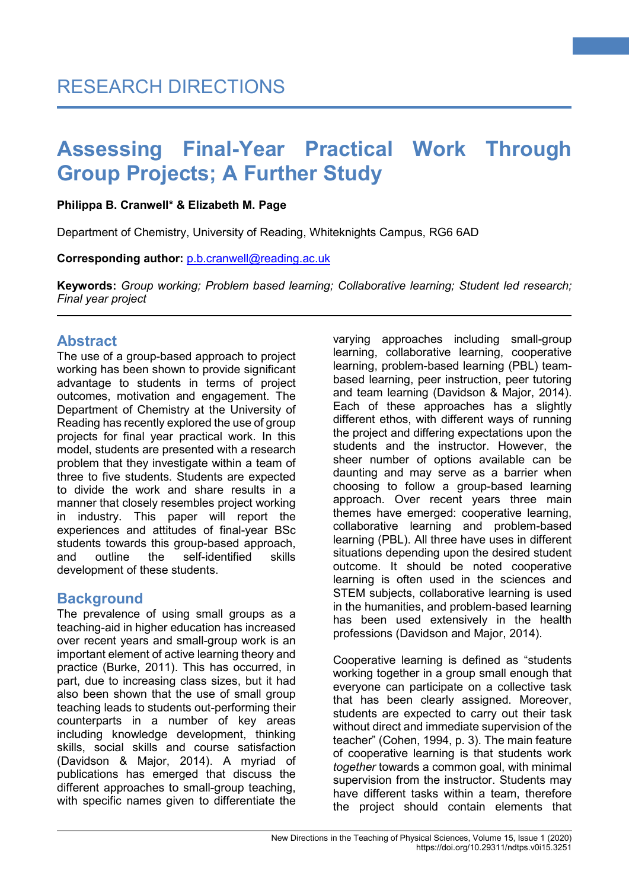RESEARCH DIRECTIONS

# Assessing Final-Year Practical Work Through Group Projects; A Further Study

**Philippa B. Cranwell* & Elizabeth M. Page**

Department of Chemistry, University of Reading, Whiteknights Campus, RG6 6AD

**Corresponding author:** p.b.cranwell@reading.ac.uk

**Keywords:** *Group working; Problem based learning; Collaborative learning; Student led research; Final year project*

## Abstract

The use of a group-based approach to project working has been shown to provide significant advantage to students in terms of project outcomes, motivation and engagement. The Department of Chemistry at the University of Reading has recently explored the use of group projects for final year practical work. In this model, students are presented with a research problem that they investigate within a team of three to five students. Students are expected to divide the work and share results in a manner that closely resembles project working in industry. This paper will report the experiences and attitudes of final-year BSc students towards this group-based approach, and outline the self-identified skills development of these students.

## Background

The prevalence of using small groups as a teaching-aid in higher education has increased over recent years and small-group work is an important element of active learning theory and practice (Burke, 2011). This has occurred, in part, due to increasing class sizes, but it had also been shown that the use of small group teaching leads to students out-performing their counterparts in a number of key areas including knowledge development, thinking skills, social skills and course satisfaction (Davidson & Major, 2014). A myriad of publications has emerged that discuss the different approaches to small-group teaching, with specific names given to differentiate the varying approaches including small-group learning, collaborative learning, cooperative learning, problem-based learning (PBL) team-based learning, peer instruction, peer tutoring and team learning (Davidson & Major, 2014). Each of these approaches has a slightly different ethos, with different ways of running the project and differing expectations upon the students and the instructor. However, the sheer number of options available can be daunting and may serve as a barrier when choosing to follow a group-based learning approach. Over recent years three main themes have emerged: cooperative learning, collaborative learning and problem-based learning (PBL). All three have uses in different situations depending upon the desired student outcome. It should be noted cooperative learning is often used in the sciences and STEM subjects, collaborative learning is used in the humanities, and problem-based learning has been used extensively in the health professions (Davidson and Major, 2014).

Cooperative learning is defined as "students working together in a group small enough that everyone can participate on a collective task that has been clearly assigned. Moreover, students are expected to carry out their task without direct and immediate supervision of the teacher" (Cohen, 1994, p. 3). The main feature of cooperative learning is that students work *together* towards a common goal, with minimal supervision from the instructor. Students may have different tasks within a team, therefore the project should contain elements that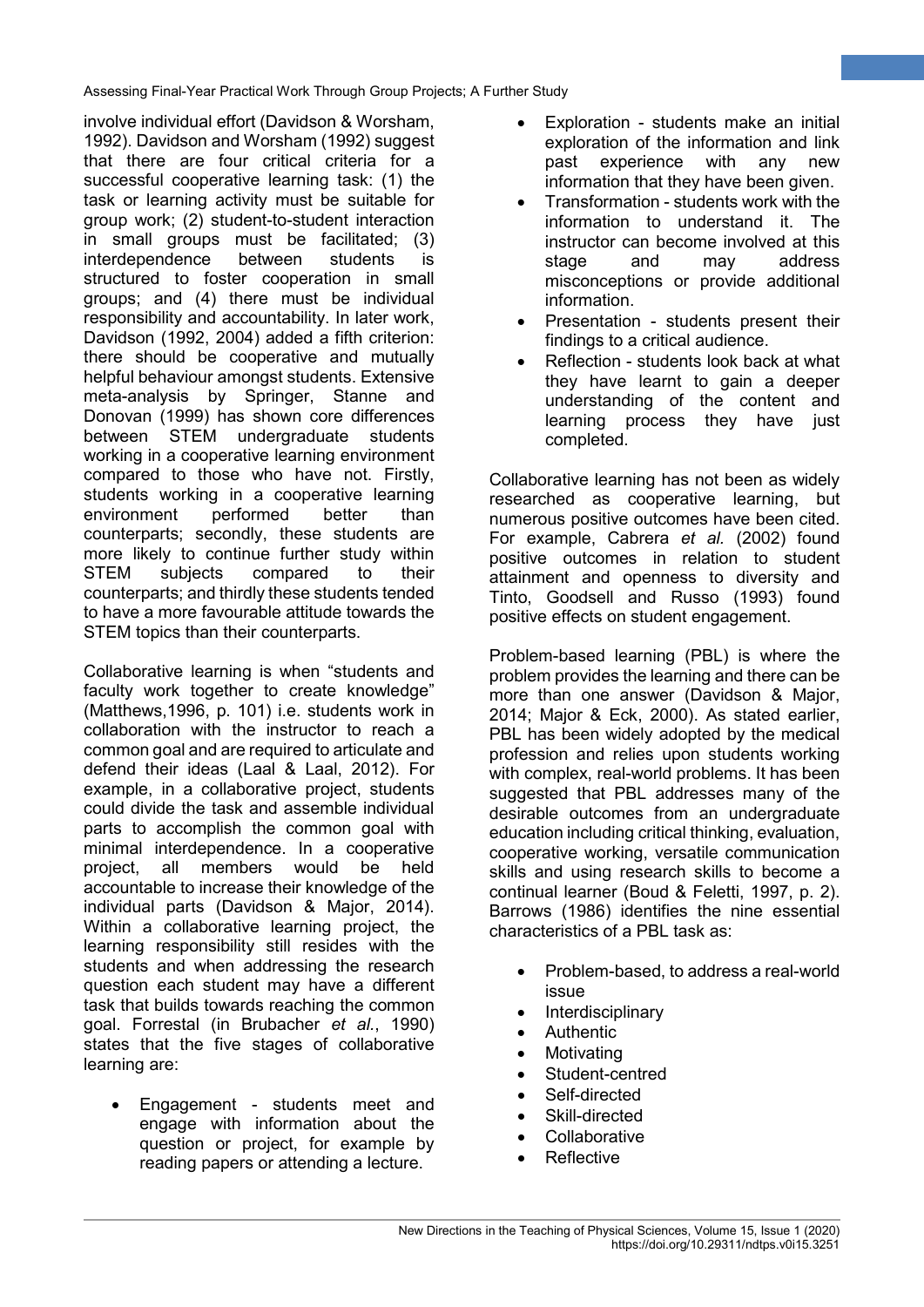involve individual effort (Davidson & Worsham, 1992). Davidson and Worsham (1992) suggest that there are four critical criteria for a successful cooperative learning task: (1) the task or learning activity must be suitable for group work; (2) student-to-student interaction in small groups must be facilitated; (3) interdependence between students is structured to foster cooperation in small groups; and (4) there must be individual responsibility and accountability. In later work, Davidson (1992, 2004) added a fifth criterion: there should be cooperative and mutually helpful behaviour amongst students. Extensive meta-analysis by Springer, Stanne and Donovan (1999) has shown core differences between STEM undergraduate students working in a cooperative learning environment compared to those who have not. Firstly, students working in a cooperative learning environment performed better than counterparts; secondly, these students are more likely to continue further study within STEM subjects compared to their counterparts; and thirdly these students tended to have a more favourable attitude towards the STEM topics than their counterparts.

Collaborative learning is when "students and faculty work together to create knowledge" (Matthews,1996, p. 101) i.e. students work in collaboration with the instructor to reach a common goal and are required to articulate and defend their ideas (Laal & Laal, 2012). For example, in a collaborative project, students could divide the task and assemble individual parts to accomplish the common goal with minimal interdependence. In a cooperative project, all members would be held accountable to increase their knowledge of the individual parts (Davidson & Major, 2014). Within a collaborative learning project, the learning responsibility still resides with the students and when addressing the research question each student may have a different task that builds towards reaching the common goal. Forrestal (in Brubacher *et al.*, 1990) states that the five stages of collaborative learning are:

- Engagement - students meet and engage with information about the question or project, for example by reading papers or attending a lecture.
- Exploration - students make an initial exploration of the information and link past experience with any new information that they have been given.
- Transformation - students work with the information to understand it. The instructor can become involved at this stage and may address misconceptions or provide additional information.
- Presentation - students present their findings to a critical audience.
- Reflection - students look back at what they have learnt to gain a deeper understanding of the content and learning process they have just completed.

Collaborative learning has not been as widely researched as cooperative learning, but numerous positive outcomes have been cited. For example, Cabrera *et al.* (2002) found positive outcomes in relation to student attainment and openness to diversity and Tinto, Goodsell and Russo (1993) found positive effects on student engagement.

Problem-based learning (PBL) is where the problem provides the learning and there can be more than one answer (Davidson & Major, 2014; Major & Eck, 2000). As stated earlier, PBL has been widely adopted by the medical profession and relies upon students working with complex, real-world problems. It has been suggested that PBL addresses many of the desirable outcomes from an undergraduate education including critical thinking, evaluation, cooperative working, versatile communication skills and using research skills to become a continual learner (Boud & Feletti, 1997, p. 2). Barrows (1986) identifies the nine essential characteristics of a PBL task as:

- Problem-based, to address a real-world issue
- Interdisciplinary
- Authentic
- Motivating
- Student-centred
- Self-directed
- Skill-directed
- Collaborative
- Reflective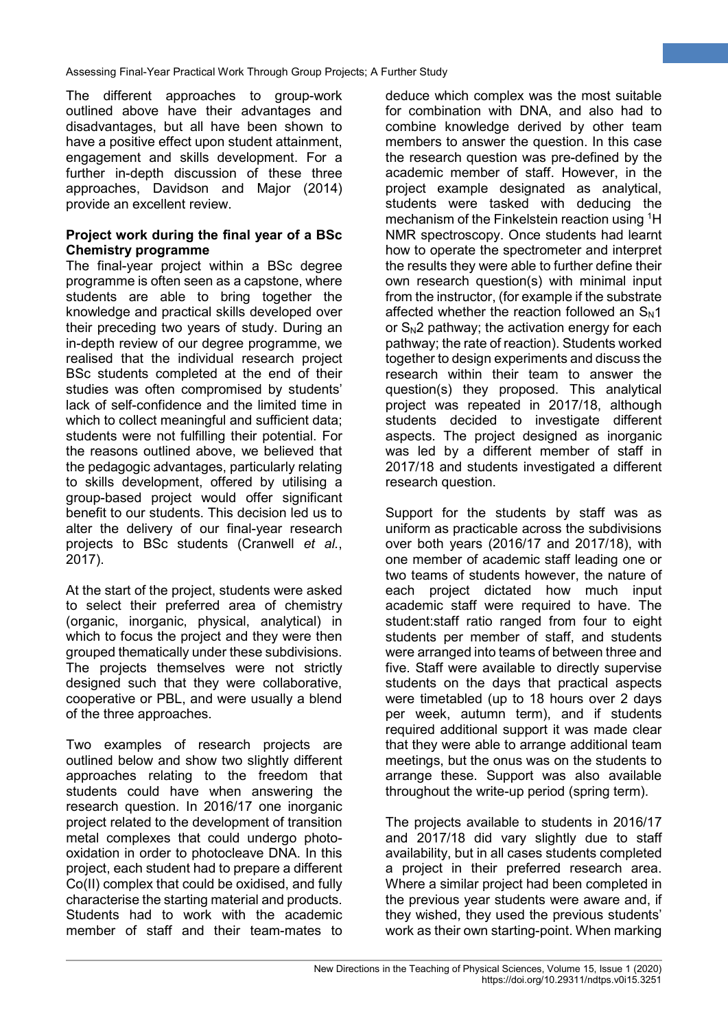The different approaches to group-work outlined above have their advantages and disadvantages, but all have been shown to have a positive effect upon student attainment, engagement and skills development. For a further in-depth discussion of these three approaches, Davidson and Major (2014) provide an excellent review.

**Project work during the final year of a BSc Chemistry programme**

The final-year project within a BSc degree programme is often seen as a capstone, where students are able to bring together the knowledge and practical skills developed over their preceding two years of study. During an in-depth review of our degree programme, we realised that the individual research project BSc students completed at the end of their studies was often compromised by students' lack of self-confidence and the limited time in which to collect meaningful and sufficient data; students were not fulfilling their potential. For the reasons outlined above, we believed that the pedagogic advantages, particularly relating to skills development, offered by utilising a group-based project would offer significant benefit to our students. This decision led us to alter the delivery of our final-year research projects to BSc students (Cranwell *et al.*, 2017).

At the start of the project, students were asked to select their preferred area of chemistry (organic, inorganic, physical, analytical) in which to focus the project and they were then grouped thematically under these subdivisions. The projects themselves were not strictly designed such that they were collaborative, cooperative or PBL, and were usually a blend of the three approaches.

Two examples of research projects are outlined below and show two slightly different approaches relating to the freedom that students could have when answering the research question. In 2016/17 one inorganic project related to the development of transition metal complexes that could undergo photo-oxidation in order to photocleave DNA. In this project, each student had to prepare a different Co(II) complex that could be oxidised, and fully characterise the starting material and products. Students had to work with the academic member of staff and their team-mates to deduce which complex was the most suitable for combination with DNA, and also had to combine knowledge derived by other team members to answer the question. In this case the research question was pre-defined by the academic member of staff. However, in the project example designated as analytical, students were tasked with deducing the mechanism of the Finkelstein reaction using $^{1}H$ NMR spectroscopy. Once students had learnt how to operate the spectrometer and interpret the results they were able to further define their own research question(s) with minimal input from the instructor, (for example if the substrate affected whether the reaction followed an $S_N1$ or $S_N2$ pathway; the activation energy for each pathway; the rate of reaction). Students worked together to design experiments and discuss the research within their team to answer the question(s) they proposed. This analytical project was repeated in 2017/18, although students decided to investigate different aspects. The project designed as inorganic was led by a different member of staff in 2017/18 and students investigated a different research question.

Support for the students by staff was as uniform as practicable across the subdivisions over both years (2016/17 and 2017/18), with one member of academic staff leading one or two teams of students however, the nature of each project dictated how much input academic staff were required to have. The student:staff ratio ranged from four to eight students per member of staff, and students were arranged into teams of between three and five. Staff were available to directly supervise students on the days that practical aspects were timetabled (up to 18 hours over 2 days per week, autumn term), and if students required additional support it was made clear that they were able to arrange additional team meetings, but the onus was on the students to arrange these. Support was also available throughout the write-up period (spring term).

The projects available to students in 2016/17 and 2017/18 did vary slightly due to staff availability, but in all cases students completed a project in their preferred research area. Where a similar project had been completed in the previous year students were aware and, if they wished, they used the previous students' work as their own starting-point. When marking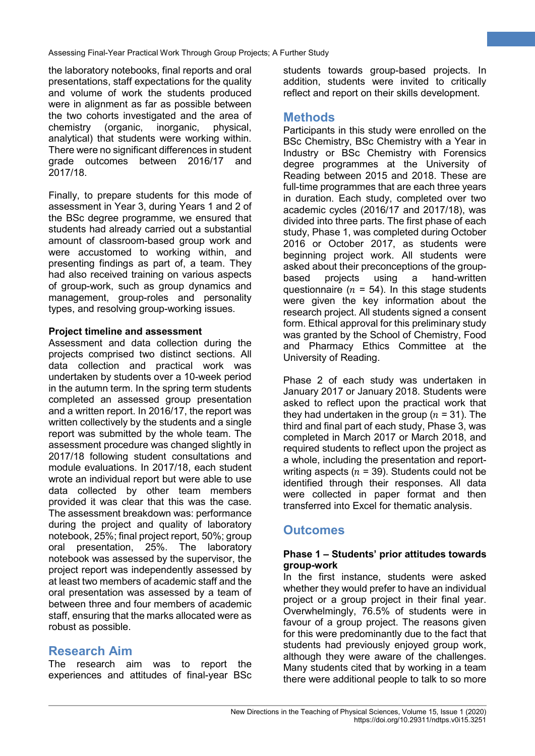the laboratory notebooks, final reports and oral presentations, staff expectations for the quality and volume of work the students produced were in alignment as far as possible between the two cohorts investigated and the area of chemistry (organic, inorganic, physical, analytical) that students were working within. There were no significant differences in student grade outcomes between 2016/17 and 2017/18.

Finally, to prepare students for this mode of assessment in Year 3, during Years 1 and 2 of the BSc degree programme, we ensured that students had already carried out a substantial amount of classroom-based group work and were accustomed to working within, and presenting findings as part of, a team. They had also received training on various aspects of group-work, such as group dynamics and management, group-roles and personality types, and resolving group-working issues.

### Project timeline and assessment

Assessment and data collection during the projects comprised two distinct sections. All data collection and practical work was undertaken by students over a 10-week period in the autumn term. In the spring term students completed an assessed group presentation and a written report. In 2016/17, the report was written collectively by the students and a single report was submitted by the whole team. The assessment procedure was changed slightly in 2017/18 following student consultations and module evaluations. In 2017/18, each student wrote an individual report but were able to use data collected by other team members provided it was clear that this was the case. The assessment breakdown was: performance during the project and quality of laboratory notebook, 25%; final project report, 50%; group oral presentation, 25%. The laboratory notebook was assessed by the supervisor, the project report was independently assessed by at least two members of academic staff and the oral presentation was assessed by a team of between three and four members of academic staff, ensuring that the marks allocated were as robust as possible.

## Research Aim

The research aim was to report the experiences and attitudes of final-year BSc students towards group-based projects. In addition, students were invited to critically reflect and report on their skills development.

## Methods

Participants in this study were enrolled on the BSc Chemistry, BSc Chemistry with a Year in Industry or BSc Chemistry with Forensics degree programmes at the University of Reading between 2015 and 2018. These are full-time programmes that are each three years in duration. Each study, completed over two academic cycles (2016/17 and 2017/18), was divided into three parts. The first phase of each study, Phase 1, was completed during October 2016 or October 2017, as students were beginning project work. All students were asked about their preconceptions of the group-based projects using a hand-written questionnaire ($n$ = 54). In this stage students were given the key information about the research project. All students signed a consent form. Ethical approval for this preliminary study was granted by the School of Chemistry, Food and Pharmacy Ethics Committee at the University of Reading.

Phase 2 of each study was undertaken in January 2017 or January 2018. Students were asked to reflect upon the practical work that they had undertaken in the group ($n$ = 31). The third and final part of each study, Phase 3, was completed in March 2017 or March 2018, and required students to reflect upon the project as a whole, including the presentation and report-writing aspects ($n$ = 39). Students could not be identified through their responses. All data were collected in paper format and then transferred into Excel for thematic analysis.

## Outcomes

### Phase 1 – Students' prior attitudes towards group-work

In the first instance, students were asked whether they would prefer to have an individual project or a group project in their final year. Overwhelmingly, 76.5% of students were in favour of a group project. The reasons given for this were predominantly due to the fact that students had previously enjoyed group work, although they were aware of the challenges. Many students cited that by working in a team there were additional people to talk to so more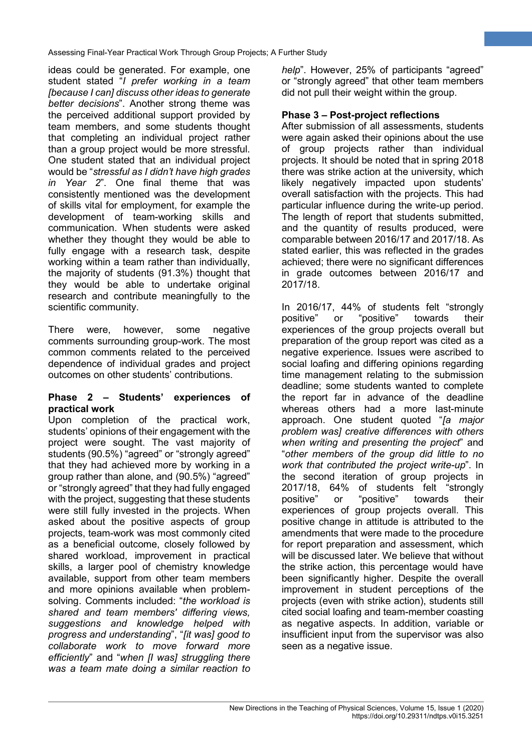ideas could be generated. For example, one student stated "*I prefer working in a team [because I can] discuss other ideas to generate better decisions*". Another strong theme was the perceived additional support provided by team members, and some students thought that completing an individual project rather than a group project would be more stressful. One student stated that an individual project would be "*stressful as I didn't have high grades in Year 2*". One final theme that was consistently mentioned was the development of skills vital for employment, for example the development of team-working skills and communication. When students were asked whether they thought they would be able to fully engage with a research task, despite working within a team rather than individually, the majority of students (91.3%) thought that they would be able to undertake original research and contribute meaningfully to the scientific community.

There were, however, some negative comments surrounding group-work. The most common comments related to the perceived dependence of individual grades and project outcomes on other students' contributions.

**Phase 2 – Students' experiences of practical work**

Upon completion of the practical work, students' opinions of their engagement with the project were sought. The vast majority of students (90.5%) "agreed" or "strongly agreed" that they had achieved more by working in a group rather than alone, and (90.5%) "agreed" or "strongly agreed" that they had fully engaged with the project, suggesting that these students were still fully invested in the projects. When asked about the positive aspects of group projects, team-work was most commonly cited as a beneficial outcome, closely followed by shared workload, improvement in practical skills, a larger pool of chemistry knowledge available, support from other team members and more opinions available when problem-solving. Comments included: "*the workload is shared and team members' differing views, suggestions and knowledge helped with progress and understanding*", "*[it was] good to collaborate work to move forward more efficiently*" and "*when [I was] struggling there was a team mate doing a similar reaction to help*". However, 25% of participants "agreed" or "strongly agreed" that other team members did not pull their weight within the group.

**Phase 3 – Post-project reflections**

After submission of all assessments, students were again asked their opinions about the use of group projects rather than individual projects. It should be noted that in spring 2018 there was strike action at the university, which likely negatively impacted upon students' overall satisfaction with the projects. This had particular influence during the write-up period. The length of report that students submitted, and the quantity of results produced, were comparable between 2016/17 and 2017/18. As stated earlier, this was reflected in the grades achieved; there were no significant differences in grade outcomes between 2016/17 and 2017/18.

In 2016/17, 44% of students felt "strongly positive" or "positive" towards their experiences of the group projects overall but preparation of the group report was cited as a negative experience. Issues were ascribed to social loafing and differing opinions regarding time management relating to the submission deadline; some students wanted to complete the report far in advance of the deadline whereas others had a more last-minute approach. One student quoted "*[a major problem was] creative differences with others when writing and presenting the project*" and "*other members of the group did little to no work that contributed the project write-up*". In the second iteration of group projects in 2017/18, 64% of students felt "strongly positive" or "positive" towards their experiences of group projects overall. This positive change in attitude is attributed to the amendments that were made to the procedure for report preparation and assessment, which will be discussed later. We believe that without the strike action, this percentage would have been significantly higher. Despite the overall improvement in student perceptions of the projects (even with strike action), students still cited social loafing and team-member coasting as negative aspects. In addition, variable or insufficient input from the supervisor was also seen as a negative issue.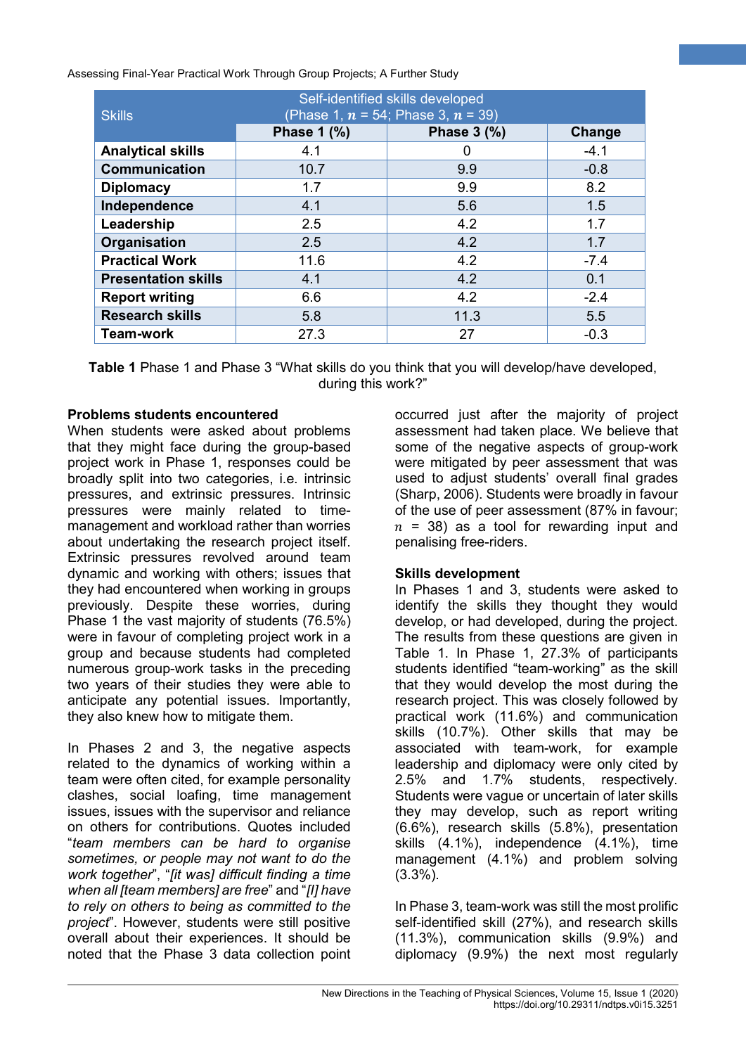| Skills | Self-identified skills developed (Phase 1, $n$ = 54; Phase 3, $n$ = 39) | | |
|---|---|---|---|
| | Phase 1 (%) | Phase 3 (%) | Change |
| **Analytical skills** | 4.1 | 0 | -4.1 |
| **Communication** | 10.7 | 9.9 | -0.8 |
| **Diplomacy** | 1.7 | 9.9 | 8.2 |
| **Independence** | 4.1 | 5.6 | 1.5 |
| **Leadership** | 2.5 | 4.2 | 1.7 |
| **Organisation** | 2.5 | 4.2 | 1.7 |
| **Practical Work** | 11.6 | 4.2 | -7.4 |
| **Presentation skills** | 4.1 | 4.2 | 0.1 |
| **Report writing** | 6.6 | 4.2 | -2.4 |
| **Research skills** | 5.8 | 11.3 | 5.5 |
| **Team-work** | 27.3 | 27 | -0.3 |

**Table 1** Phase 1 and Phase 3 "What skills do you think that you will develop/have developed, during this work?"

**Problems students encountered**

When students were asked about problems that they might face during the group-based project work in Phase 1, responses could be broadly split into two categories, i.e. intrinsic pressures, and extrinsic pressures. Intrinsic pressures were mainly related to time-management and workload rather than worries about undertaking the research project itself. Extrinsic pressures revolved around team dynamic and working with others; issues that they had encountered when working in groups previously. Despite these worries, during Phase 1 the vast majority of students (76.5%) were in favour of completing project work in a group and because students had completed numerous group-work tasks in the preceding two years of their studies they were able to anticipate any potential issues. Importantly, they also knew how to mitigate them.

In Phases 2 and 3, the negative aspects related to the dynamics of working within a team were often cited, for example personality clashes, social loafing, time management issues, issues with the supervisor and reliance on others for contributions. Quotes included "*team members can be hard to organise sometimes, or people may not want to do the work together*", "*[it was] difficult finding a time when all [team members] are free*" and "*[I] have to rely on others to being as committed to the project*". However, students were still positive overall about their experiences. It should be noted that the Phase 3 data collection point occurred just after the majority of project assessment had taken place. We believe that some of the negative aspects of group-work were mitigated by peer assessment that was used to adjust students' overall final grades (Sharp, 2006). Students were broadly in favour of the use of peer assessment (87% in favour; $n$ = 38) as a tool for rewarding input and penalising free-riders.

**Skills development**

In Phases 1 and 3, students were asked to identify the skills they thought they would develop, or had developed, during the project. The results from these questions are given in Table 1. In Phase 1, 27.3% of participants students identified "team-working" as the skill that they would develop the most during the research project. This was closely followed by practical work (11.6%) and communication skills (10.7%). Other skills that may be associated with team-work, for example leadership and diplomacy were only cited by 2.5% and 1.7% students, respectively. Students were vague or uncertain of later skills they may develop, such as report writing (6.6%), research skills (5.8%), presentation skills (4.1%), independence (4.1%), time management (4.1%) and problem solving (3.3%).

In Phase 3, team-work was still the most prolific self-identified skill (27%), and research skills (11.3%), communication skills (9.9%) and diplomacy (9.9%) the next most regularly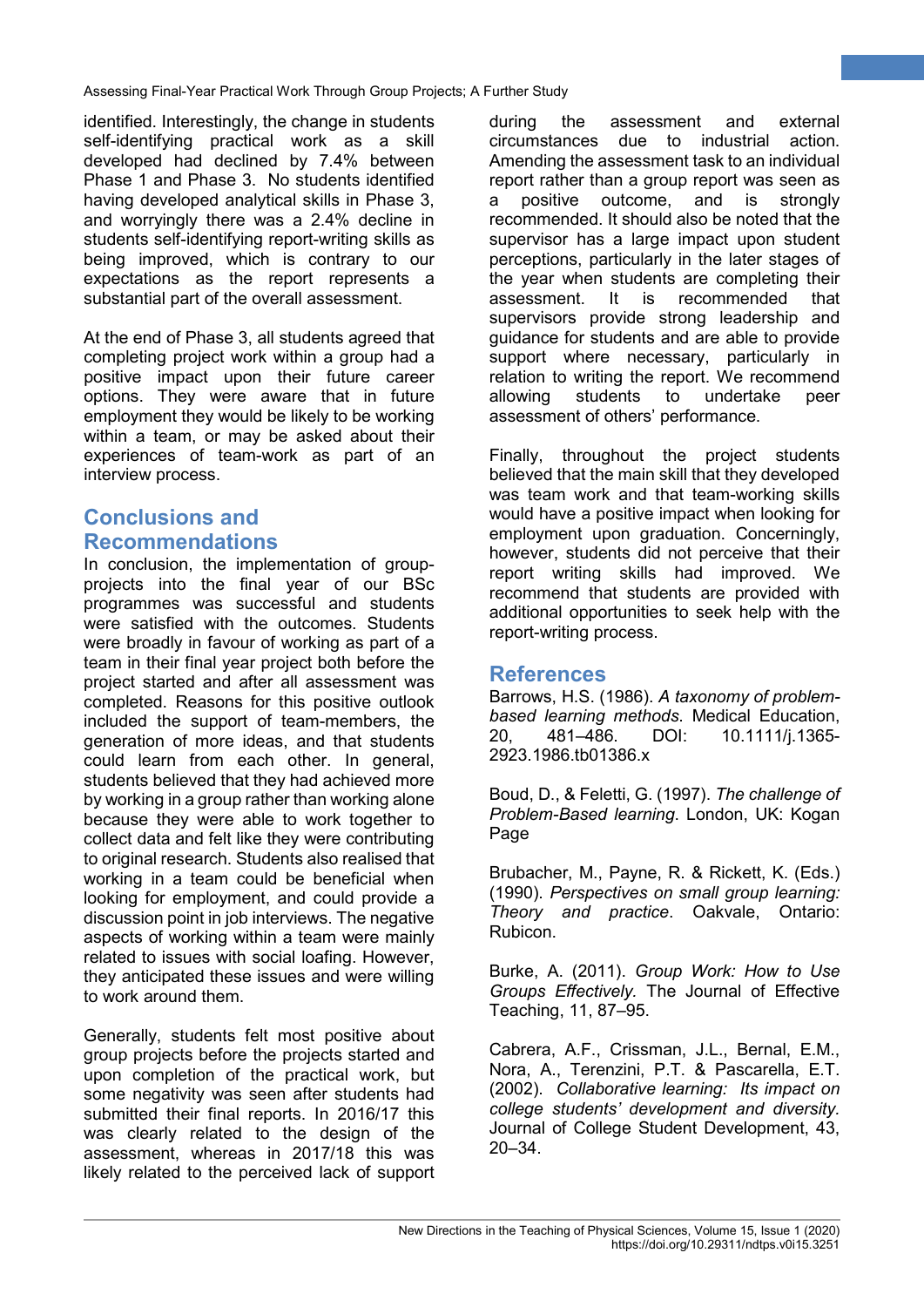identified. Interestingly, the change in students self-identifying practical work as a skill developed had declined by 7.4% between Phase 1 and Phase 3. No students identified having developed analytical skills in Phase 3, and worryingly there was a 2.4% decline in students self-identifying report-writing skills as being improved, which is contrary to our expectations as the report represents a substantial part of the overall assessment.

At the end of Phase 3, all students agreed that completing project work within a group had a positive impact upon their future career options. They were aware that in future employment they would be likely to be working within a team, or may be asked about their experiences of team-work as part of an interview process.

## Conclusions and Recommendations

In conclusion, the implementation of group-projects into the final year of our BSc programmes was successful and students were satisfied with the outcomes. Students were broadly in favour of working as part of a team in their final year project both before the project started and after all assessment was completed. Reasons for this positive outlook included the support of team-members, the generation of more ideas, and that students could learn from each other. In general, students believed that they had achieved more by working in a group rather than working alone because they were able to work together to collect data and felt like they were contributing to original research. Students also realised that working in a team could be beneficial when looking for employment, and could provide a discussion point in job interviews. The negative aspects of working within a team were mainly related to issues with social loafing. However, they anticipated these issues and were willing to work around them.

Generally, students felt most positive about group projects before the projects started and upon completion of the practical work, but some negativity was seen after students had submitted their final reports. In 2016/17 this was clearly related to the design of the assessment, whereas in 2017/18 this was likely related to the perceived lack of support during the assessment and external circumstances due to industrial action. Amending the assessment task to an individual report rather than a group report was seen as a positive outcome, and is strongly recommended. It should also be noted that the supervisor has a large impact upon student perceptions, particularly in the later stages of the year when students are completing their assessment. It is recommended that supervisors provide strong leadership and guidance for students and are able to provide support where necessary, particularly in relation to writing the report. We recommend allowing students to undertake peer assessment of others' performance.

Finally, throughout the project students believed that the main skill that they developed was team work and that team-working skills would have a positive impact when looking for employment upon graduation. Concerningly, however, students did not perceive that their report writing skills had improved. We recommend that students are provided with additional opportunities to seek help with the report-writing process.

## References

Barrows, H.S. (1986). *A taxonomy of problem-based learning methods*. Medical Education, 20, 481–486. DOI: 10.1111/j.1365-2923.1986.tb01386.x

Boud, D., & Feletti, G. (1997). *The challenge of Problem-Based learning*. London, UK: Kogan Page

Brubacher, M., Payne, R. & Rickett, K. (Eds.) (1990). *Perspectives on small group learning: Theory and practice*. Oakvale, Ontario: Rubicon.

Burke, A. (2011). *Group Work: How to Use Groups Effectively.* The Journal of Effective Teaching, 11, 87–95.

Cabrera, A.F., Crissman, J.L., Bernal, E.M., Nora, A., Terenzini, P.T. & Pascarella, E.T. (2002). *Collaborative learning: Its impact on college students' development and diversity.* Journal of College Student Development, 43, 20–34.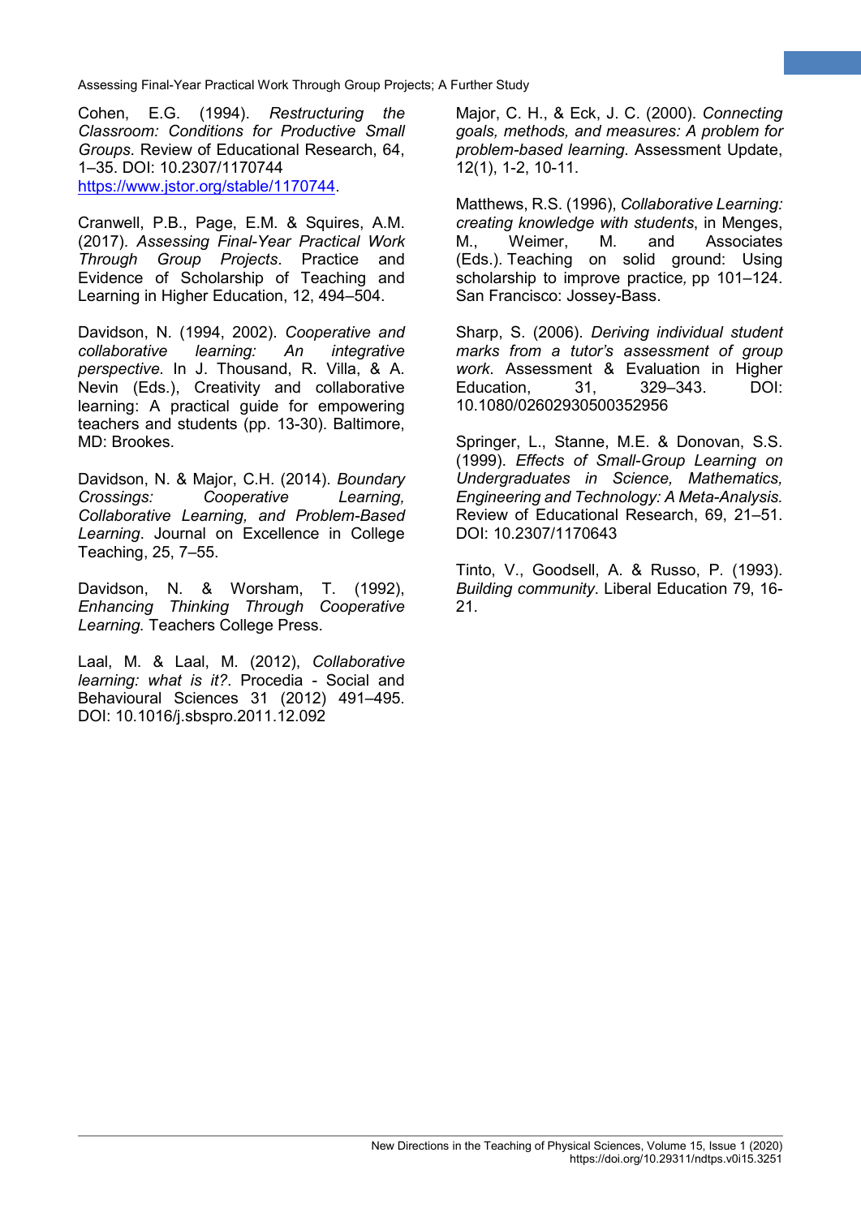Cohen, E.G. (1994). *Restructuring the Classroom: Conditions for Productive Small Groups*. Review of Educational Research, 64, 1–35. DOI: 10.2307/1170744 [https://www.jstor.org/stable/1170744](https://www.jstor.org/stable/1170744).

Cranwell, P.B., Page, E.M. & Squires, A.M. (2017). *Assessing Final-Year Practical Work Through Group Projects*. Practice and Evidence of Scholarship of Teaching and Learning in Higher Education, 12, 494–504.

Davidson, N. (1994, 2002). *Cooperative and collaborative learning: An integrative perspective*. In J. Thousand, R. Villa, & A. Nevin (Eds.), Creativity and collaborative learning: A practical guide for empowering teachers and students (pp. 13-30). Baltimore, MD: Brookes.

Davidson, N. & Major, C.H. (2014). *Boundary Crossings: Cooperative Learning, Collaborative Learning, and Problem-Based Learning*. Journal on Excellence in College Teaching, 25, 7–55.

Davidson, N. & Worsham, T. (1992), *Enhancing Thinking Through Cooperative Learning.* Teachers College Press.

Laal, M. & Laal, M. (2012), *Collaborative learning: what is it?*. Procedia - Social and Behavioural Sciences 31 (2012) 491–495. DOI: 10.1016/j.sbspro.2011.12.092

Major, C. H., & Eck, J. C. (2000). *Connecting goals, methods, and measures: A problem for problem-based learning.* Assessment Update, 12(1), 1-2, 10-11.

Matthews, R.S. (1996), *Collaborative Learning: creating knowledge with students*, in Menges, M., Weimer, M. and Associates (Eds.). Teaching on solid ground: Using scholarship to improve practice, pp 101–124. San Francisco: Jossey-Bass.

Sharp, S. (2006). *Deriving individual student marks from a tutor's assessment of group work*. Assessment & Evaluation in Higher Education, 31, 329–343. DOI: 10.1080/02602930500352956

Springer, L., Stanne, M.E. & Donovan, S.S. (1999). *Effects of Small-Group Learning on Undergraduates in Science, Mathematics, Engineering and Technology: A Meta-Analysis.* Review of Educational Research, 69, 21–51. DOI: 10.2307/1170643

Tinto, V., Goodsell, A. & Russo, P. (1993). *Building community*. Liberal Education 79, 16-21.